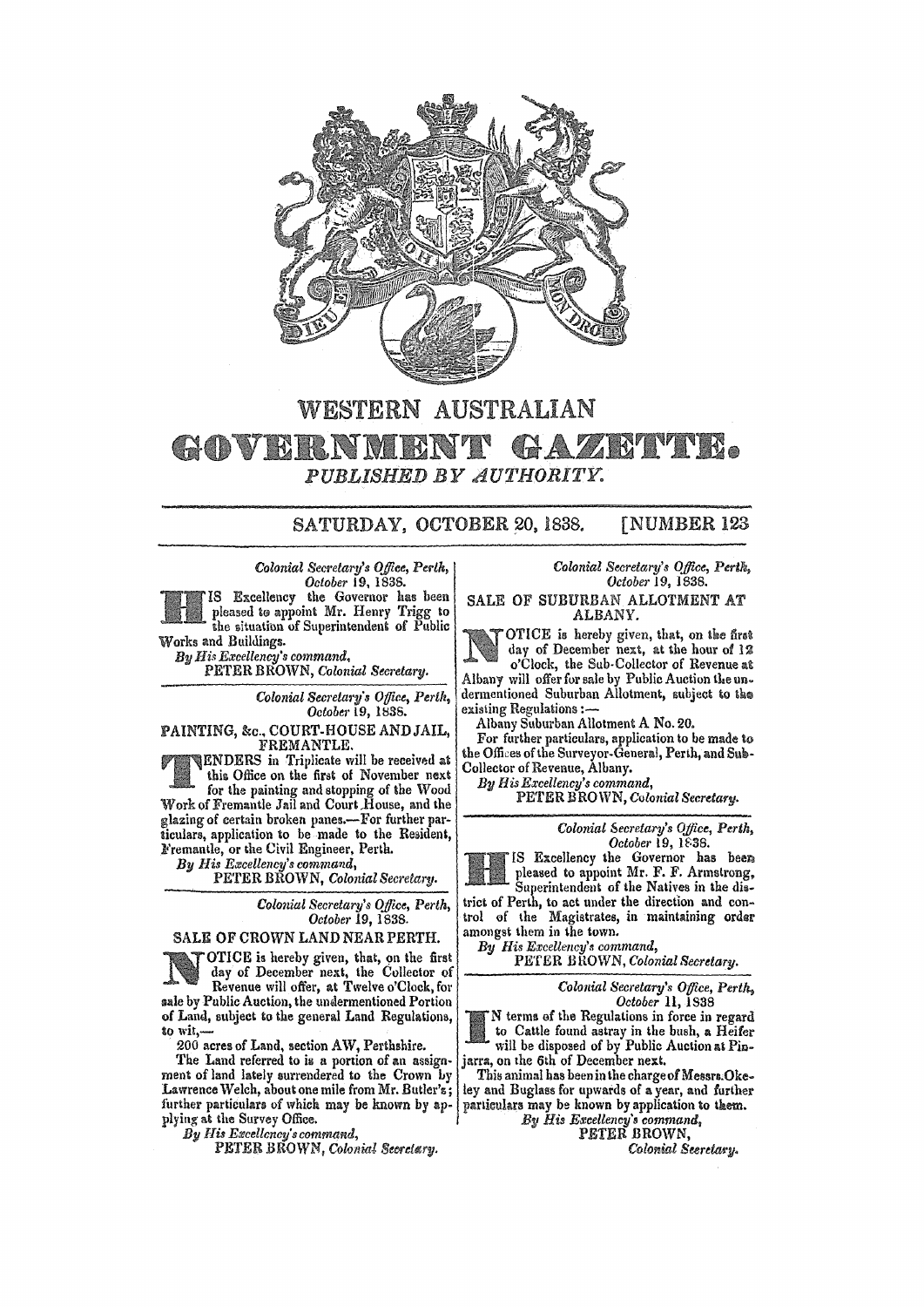# WESTERN AUSTRALIAN

# GOVERNMENT GAZETTE.

*PUBLISHED BY AUTHORITY.*

SATURDAY, OCTOBER 20, 1838. [NUMBER 123

*Colonial Secretary's Office, Perth, October 19, 1838.*

HIS Excellency the Governor has been pleased to appoint Mr. Henry Trigg to the situation of Superintendent of Public Works and Buildings.

*By His Excellency's command,*
PETER BROWN, *Colonial Secretary.*

---

*Colonial Secretary's Office, Perth, October 19, 1838.*

## PAINTING, &c., COURT-HOUSE AND JAIL, FREMANTLE.

TENDERS in Triplicate will be received at this Office on the first of November next for the painting and stopping of the Wood Work of Fremantle Jail and Court House, and the glazing of certain broken panes.—For further particulars, application to be made to the Resident, Fremantle, or the Civil Engineer, Perth.

*By His Excellency's command,*
PETER BROWN, *Colonial Secretary.*

---

*Colonial Secretary's Office, Perth, October 19, 1838.*

## SALE OF CROWN LAND NEAR PERTH.

NOTICE is hereby given, that, on the first day of December next, the Collector of Revenue will offer, at Twelve o'Clock, for sale by Public Auction, the undermentioned Portion of Land, subject to the general Land Regulations, to wit,—

200 acres of Land, section AW, Perthshire.

The Land referred to is a portion of an assignment of land lately surrendered to the Crown by Lawrence Welch, about one mile from Mr. Butler's; further particulars of which may be known by applying at the Survey Office.

*By His Excellency's command,*
PETER BROWN, *Colonial Secretary.*

---

*Colonial Secretary's Office, Perth, October 19, 1838.*

## SALE OF SUBURBAN ALLOTMENT AT ALBANY.

NOTICE is hereby given, that, on the first day of December next, at the hour of 12 o'Clock, the Sub-Collector of Revenue at Albany will offer for sale by Public Auction the undermentioned Suburban Allotment, subject to the existing Regulations:—

Albany Suburban Allotment A No. 20.

For further particulars, application to be made to the Offices of the Surveyor-General, Perth, and Sub-Collector of Revenue, Albany.

*By His Excellency's command,*
PETER BROWN, *Colonial Secretary.*

---

*Colonial Secretary's Office, Perth, October 19, 1838.*

HIS Excellency the Governor has been pleased to appoint Mr. F. F. Armstrong, Superintendent of the Natives in the district of Perth, to act under the direction and control of the Magistrates, in maintaining order amongst them in the town.

*By His Excellency's command,*
PETER BROWN, *Colonial Secretary.*

---

*Colonial Secretary's Office, Perth, October 11, 1838*

IN terms of the Regulations in force in regard to Cattle found astray in the bush, a Heifer will be disposed of by Public Auction at Pinjarra, on the 6th of December next.

This animal has been in the charge of Messrs. Okeley and Buglass for upwards of a year, and further particulars may be known by application to them.

*By His Excellency's command,*
PETER BROWN,
*Colonial Secretary.*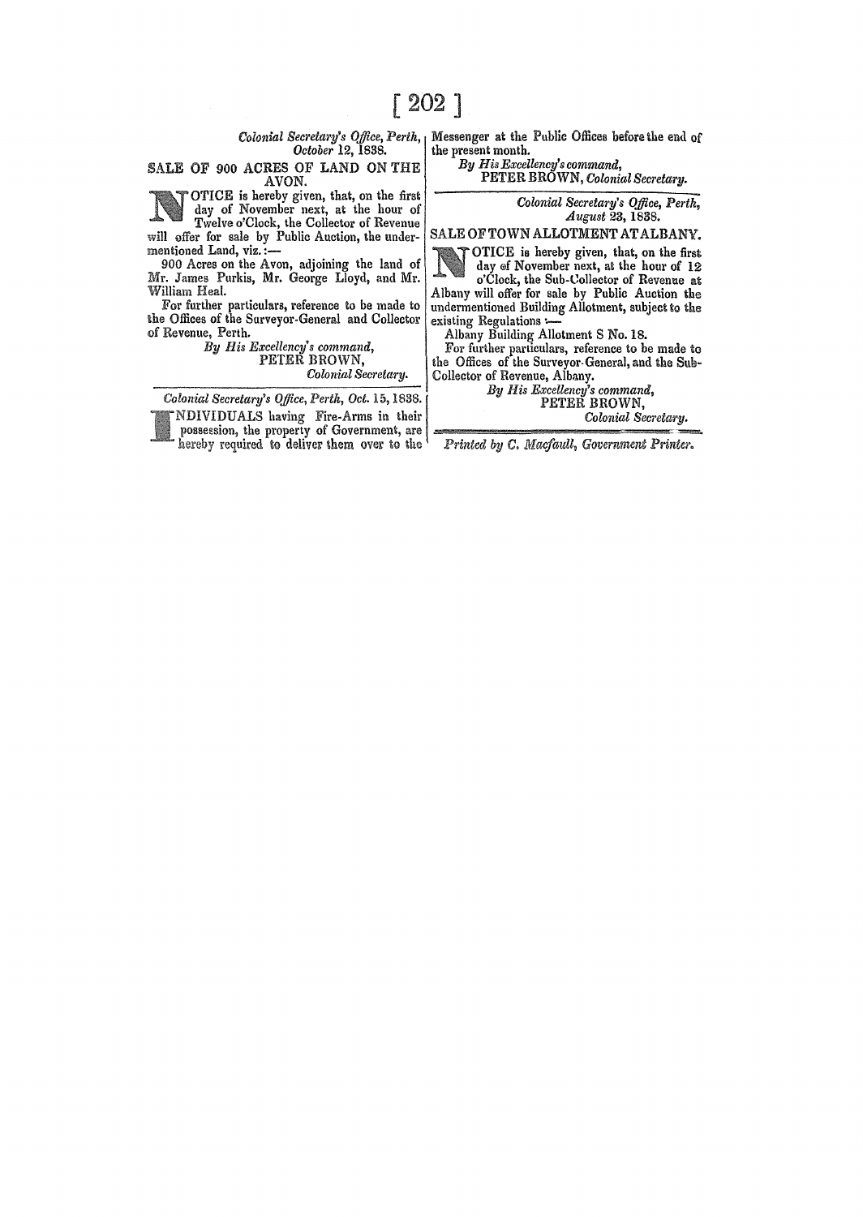*Colonial Secretary's Office, Perth, October* 12, 1838.

## SALE OF 900 ACRES OF LAND ON THE AVON.

NOTICE is hereby given, that, on the first day of November next, at the hour of Twelve o'Clock, the Collector of Revenue will offer for sale by Public Auction, the undermentioned Land, viz.:—

900 Acres on the Avon, adjoining the land of Mr. James Purkis, Mr. George Lloyd, and Mr. William Heal.

For further particulars, reference to be made to the Offices of the Surveyor-General and Collector of Revenue, Perth.

*By His Excellency's command,*
PETER BROWN,
*Colonial Secretary.*

---

*Colonial Secretary's Office, Perth, Oct.* 15, 1838.

INDIVIDUALS having Fire-Arms in their possession, the property of Government, are hereby required to deliver them over to the Messenger at the Public Offices before the end of the present month.

*By His Excellency's command,*
PETER BROWN, *Colonial Secretary.*

---

*Colonial Secretary's Office, Perth, August* 23, 1838.

## SALE OF TOWN ALLOTMENT AT ALBANY.

NOTICE is hereby given, that, on the first day of November next, at the hour of 12 o'Clock, the Sub-Collector of Revenue at Albany will offer for sale by Public Auction the undermentioned Building Allotment, subject to the existing Regulations :—

Albany Building Allotment S No. 18.

For further particulars, reference to be made to the Offices of the Surveyor-General, and the Sub-Collector of Revenue, Albany.

*By His Excellency's command,*
PETER BROWN,
*Colonial Secretary.*

---

*Printed by C. Macfaull, Government Printer.*